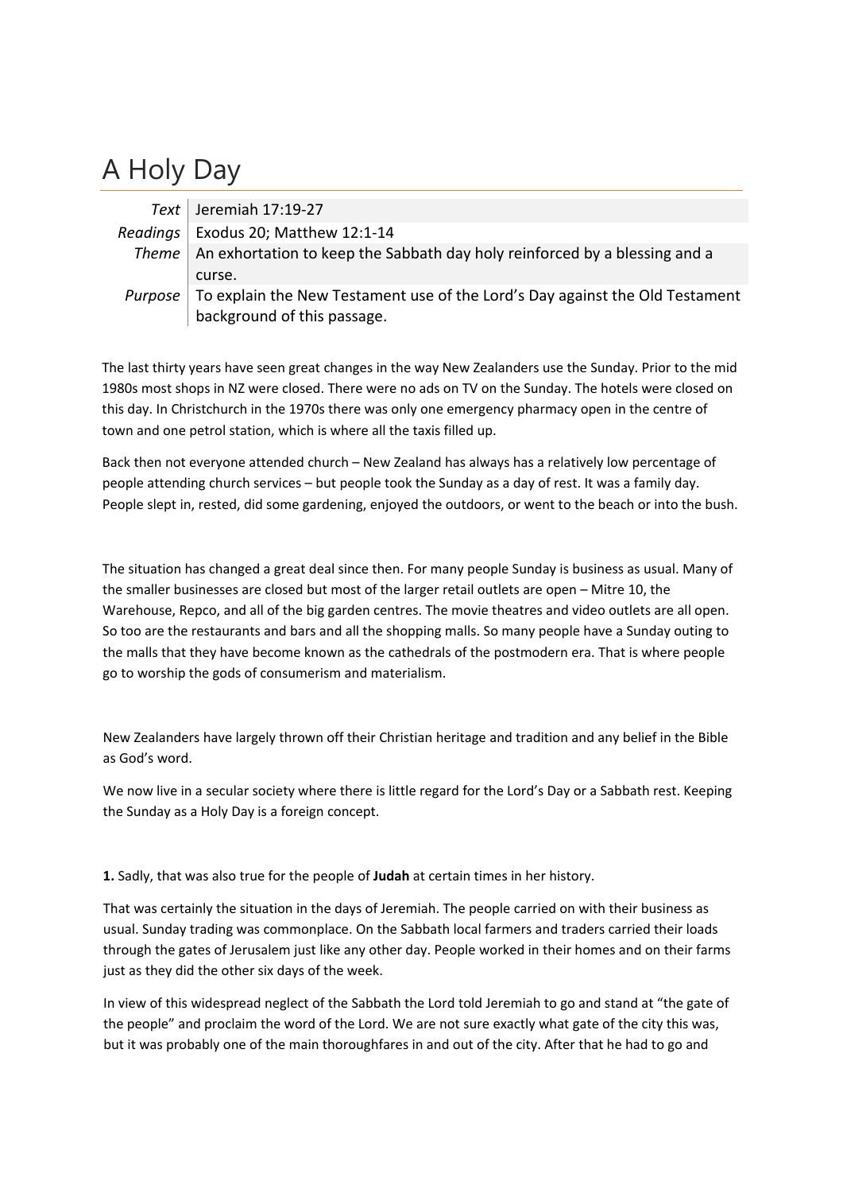# A Holy Day

| | |
|---|---|
| *Text* | Jeremiah 17:19-27 |
| *Readings* | Exodus 20; Matthew 12:1-14 |
| *Theme* | An exhortation to keep the Sabbath day holy reinforced by a blessing and a curse. |
| *Purpose* | To explain the New Testament use of the Lord's Day against the Old Testament background of this passage. |

The last thirty years have seen great changes in the way New Zealanders use the Sunday. Prior to the mid 1980s most shops in NZ were closed. There were no ads on TV on the Sunday. The hotels were closed on this day. In Christchurch in the 1970s there was only one emergency pharmacy open in the centre of town and one petrol station, which is where all the taxis filled up.

Back then not everyone attended church – New Zealand has always has a relatively low percentage of people attending church services – but people took the Sunday as a day of rest. It was a family day. People slept in, rested, did some gardening, enjoyed the outdoors, or went to the beach or into the bush.

The situation has changed a great deal since then. For many people Sunday is business as usual. Many of the smaller businesses are closed but most of the larger retail outlets are open – Mitre 10, the Warehouse, Repco, and all of the big garden centres. The movie theatres and video outlets are all open. So too are the restaurants and bars and all the shopping malls. So many people have a Sunday outing to the malls that they have become known as the cathedrals of the postmodern era. That is where people go to worship the gods of consumerism and materialism.

New Zealanders have largely thrown off their Christian heritage and tradition and any belief in the Bible as God's word.

We now live in a secular society where there is little regard for the Lord's Day or a Sabbath rest. Keeping the Sunday as a Holy Day is a foreign concept.

**1.** Sadly, that was also true for the people of **Judah** at certain times in her history.

That was certainly the situation in the days of Jeremiah. The people carried on with their business as usual. Sunday trading was commonplace. On the Sabbath local farmers and traders carried their loads through the gates of Jerusalem just like any other day. People worked in their homes and on their farms just as they did the other six days of the week.

In view of this widespread neglect of the Sabbath the Lord told Jeremiah to go and stand at "the gate of the people" and proclaim the word of the Lord. We are not sure exactly what gate of the city this was, but it was probably one of the main thoroughfares in and out of the city. After that he had to go and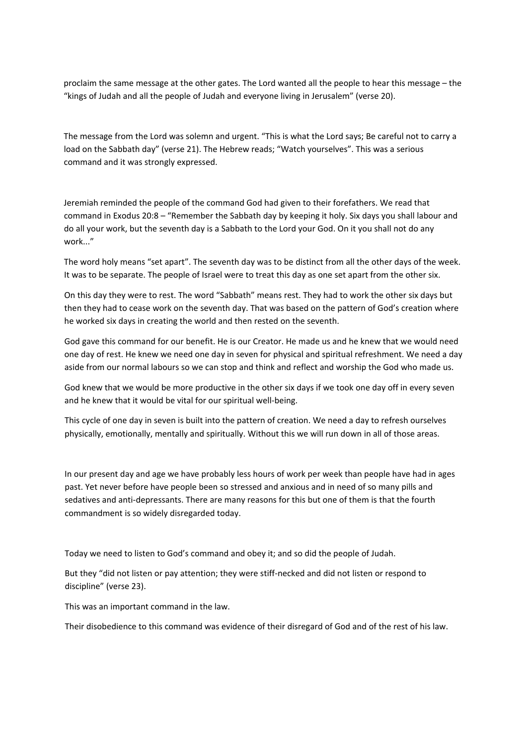proclaim the same message at the other gates. The Lord wanted all the people to hear this message – the "kings of Judah and all the people of Judah and everyone living in Jerusalem" (verse 20).

The message from the Lord was solemn and urgent. "This is what the Lord says; Be careful not to carry a load on the Sabbath day" (verse 21). The Hebrew reads; "Watch yourselves". This was a serious command and it was strongly expressed.

Jeremiah reminded the people of the command God had given to their forefathers. We read that command in Exodus 20:8 – "Remember the Sabbath day by keeping it holy. Six days you shall labour and do all your work, but the seventh day is a Sabbath to the Lord your God. On it you shall not do any work..."

The word holy means "set apart". The seventh day was to be distinct from all the other days of the week. It was to be separate. The people of Israel were to treat this day as one set apart from the other six.

On this day they were to rest. The word "Sabbath" means rest. They had to work the other six days but then they had to cease work on the seventh day. That was based on the pattern of God's creation where he worked six days in creating the world and then rested on the seventh.

God gave this command for our benefit. He is our Creator. He made us and he knew that we would need one day of rest. He knew we need one day in seven for physical and spiritual refreshment. We need a day aside from our normal labours so we can stop and think and reflect and worship the God who made us.

God knew that we would be more productive in the other six days if we took one day off in every seven and he knew that it would be vital for our spiritual well-being.

This cycle of one day in seven is built into the pattern of creation. We need a day to refresh ourselves physically, emotionally, mentally and spiritually. Without this we will run down in all of those areas.

In our present day and age we have probably less hours of work per week than people have had in ages past. Yet never before have people been so stressed and anxious and in need of so many pills and sedatives and anti-depressants. There are many reasons for this but one of them is that the fourth commandment is so widely disregarded today.

Today we need to listen to God's command and obey it; and so did the people of Judah.

But they "did not listen or pay attention; they were stiff-necked and did not listen or respond to discipline" (verse 23).

This was an important command in the law.

Their disobedience to this command was evidence of their disregard of God and of the rest of his law.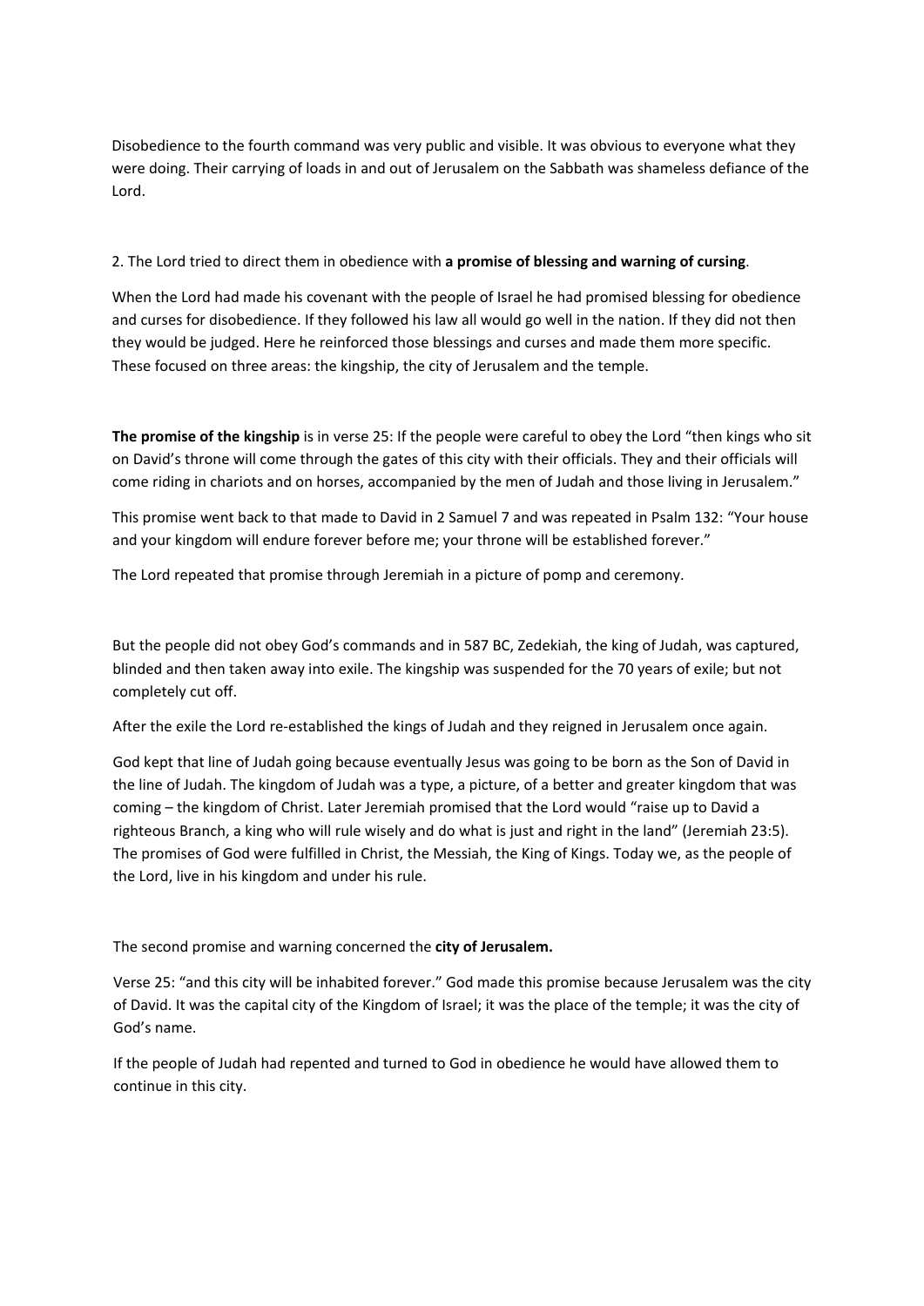Disobedience to the fourth command was very public and visible. It was obvious to everyone what they were doing. Their carrying of loads in and out of Jerusalem on the Sabbath was shameless defiance of the Lord.

2. The Lord tried to direct them in obedience with **a promise of blessing and warning of cursing**.

When the Lord had made his covenant with the people of Israel he had promised blessing for obedience and curses for disobedience. If they followed his law all would go well in the nation. If they did not then they would be judged. Here he reinforced those blessings and curses and made them more specific. These focused on three areas: the kingship, the city of Jerusalem and the temple.

**The promise of the kingship** is in verse 25: If the people were careful to obey the Lord "then kings who sit on David's throne will come through the gates of this city with their officials. They and their officials will come riding in chariots and on horses, accompanied by the men of Judah and those living in Jerusalem."

This promise went back to that made to David in 2 Samuel 7 and was repeated in Psalm 132: "Your house and your kingdom will endure forever before me; your throne will be established forever."

The Lord repeated that promise through Jeremiah in a picture of pomp and ceremony.

But the people did not obey God's commands and in 587 BC, Zedekiah, the king of Judah, was captured, blinded and then taken away into exile. The kingship was suspended for the 70 years of exile; but not completely cut off.

After the exile the Lord re-established the kings of Judah and they reigned in Jerusalem once again.

God kept that line of Judah going because eventually Jesus was going to be born as the Son of David in the line of Judah. The kingdom of Judah was a type, a picture, of a better and greater kingdom that was coming – the kingdom of Christ. Later Jeremiah promised that the Lord would "raise up to David a righteous Branch, a king who will rule wisely and do what is just and right in the land" (Jeremiah 23:5). The promises of God were fulfilled in Christ, the Messiah, the King of Kings. Today we, as the people of the Lord, live in his kingdom and under his rule.

The second promise and warning concerned the **city of Jerusalem.**

Verse 25: "and this city will be inhabited forever." God made this promise because Jerusalem was the city of David. It was the capital city of the Kingdom of Israel; it was the place of the temple; it was the city of God's name.

If the people of Judah had repented and turned to God in obedience he would have allowed them to continue in this city.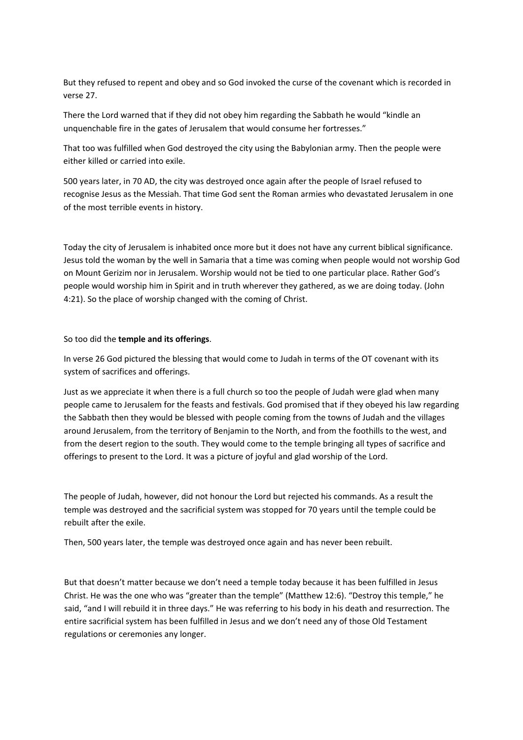But they refused to repent and obey and so God invoked the curse of the covenant which is recorded in verse 27.

There the Lord warned that if they did not obey him regarding the Sabbath he would "kindle an unquenchable fire in the gates of Jerusalem that would consume her fortresses."

That too was fulfilled when God destroyed the city using the Babylonian army. Then the people were either killed or carried into exile.

500 years later, in 70 AD, the city was destroyed once again after the people of Israel refused to recognise Jesus as the Messiah. That time God sent the Roman armies who devastated Jerusalem in one of the most terrible events in history.

Today the city of Jerusalem is inhabited once more but it does not have any current biblical significance. Jesus told the woman by the well in Samaria that a time was coming when people would not worship God on Mount Gerizim nor in Jerusalem. Worship would not be tied to one particular place. Rather God's people would worship him in Spirit and in truth wherever they gathered, as we are doing today. (John 4:21). So the place of worship changed with the coming of Christ.

So too did the **temple and its offerings**.

In verse 26 God pictured the blessing that would come to Judah in terms of the OT covenant with its system of sacrifices and offerings.

Just as we appreciate it when there is a full church so too the people of Judah were glad when many people came to Jerusalem for the feasts and festivals. God promised that if they obeyed his law regarding the Sabbath then they would be blessed with people coming from the towns of Judah and the villages around Jerusalem, from the territory of Benjamin to the North, and from the foothills to the west, and from the desert region to the south. They would come to the temple bringing all types of sacrifice and offerings to present to the Lord. It was a picture of joyful and glad worship of the Lord.

The people of Judah, however, did not honour the Lord but rejected his commands. As a result the temple was destroyed and the sacrificial system was stopped for 70 years until the temple could be rebuilt after the exile.

Then, 500 years later, the temple was destroyed once again and has never been rebuilt.

But that doesn't matter because we don't need a temple today because it has been fulfilled in Jesus Christ. He was the one who was "greater than the temple" (Matthew 12:6). "Destroy this temple," he said, "and I will rebuild it in three days." He was referring to his body in his death and resurrection. The entire sacrificial system has been fulfilled in Jesus and we don't need any of those Old Testament regulations or ceremonies any longer.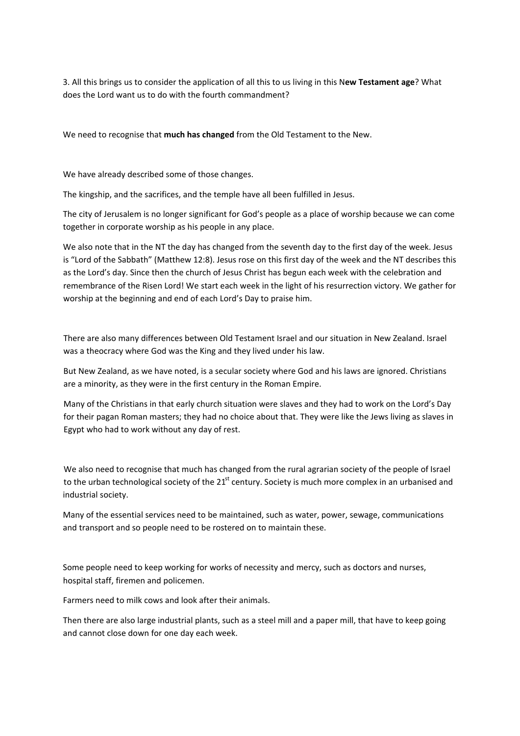3. All this brings us to consider the application of all this to us living in this N**ew Testament age**? What does the Lord want us to do with the fourth commandment?

We need to recognise that **much has changed** from the Old Testament to the New.

We have already described some of those changes.

The kingship, and the sacrifices, and the temple have all been fulfilled in Jesus.

The city of Jerusalem is no longer significant for God's people as a place of worship because we can come together in corporate worship as his people in any place.

We also note that in the NT the day has changed from the seventh day to the first day of the week. Jesus is "Lord of the Sabbath" (Matthew 12:8). Jesus rose on this first day of the week and the NT describes this as the Lord's day. Since then the church of Jesus Christ has begun each week with the celebration and remembrance of the Risen Lord! We start each week in the light of his resurrection victory. We gather for worship at the beginning and end of each Lord's Day to praise him.

There are also many differences between Old Testament Israel and our situation in New Zealand. Israel was a theocracy where God was the King and they lived under his law.

But New Zealand, as we have noted, is a secular society where God and his laws are ignored. Christians are a minority, as they were in the first century in the Roman Empire.

Many of the Christians in that early church situation were slaves and they had to work on the Lord's Day for their pagan Roman masters; they had no choice about that. They were like the Jews living as slaves in Egypt who had to work without any day of rest.

We also need to recognise that much has changed from the rural agrarian society of the people of Israel to the urban technological society of the 21st century. Society is much more complex in an urbanised and industrial society.

Many of the essential services need to be maintained, such as water, power, sewage, communications and transport and so people need to be rostered on to maintain these.

Some people need to keep working for works of necessity and mercy, such as doctors and nurses, hospital staff, firemen and policemen.

Farmers need to milk cows and look after their animals.

Then there are also large industrial plants, such as a steel mill and a paper mill, that have to keep going and cannot close down for one day each week.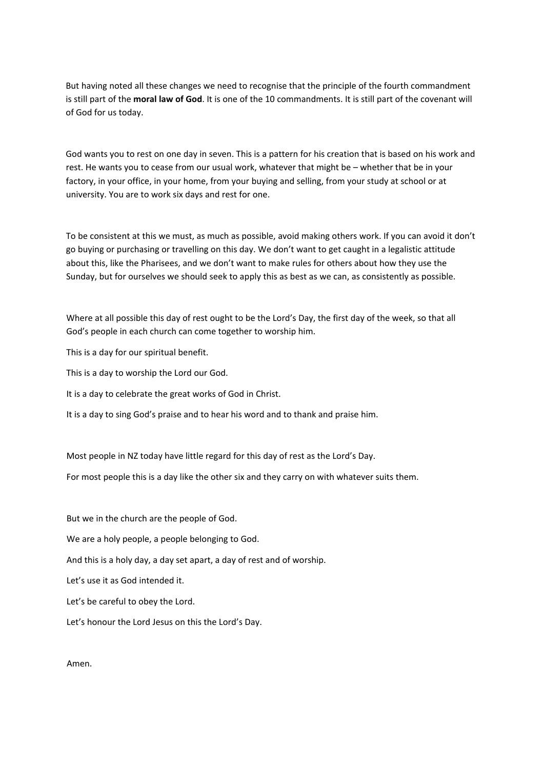But having noted all these changes we need to recognise that the principle of the fourth commandment is still part of the **moral law of God**. It is one of the 10 commandments. It is still part of the covenant will of God for us today.

God wants you to rest on one day in seven. This is a pattern for his creation that is based on his work and rest. He wants you to cease from our usual work, whatever that might be – whether that be in your factory, in your office, in your home, from your buying and selling, from your study at school or at university. You are to work six days and rest for one.

To be consistent at this we must, as much as possible, avoid making others work. If you can avoid it don't go buying or purchasing or travelling on this day. We don't want to get caught in a legalistic attitude about this, like the Pharisees, and we don't want to make rules for others about how they use the Sunday, but for ourselves we should seek to apply this as best as we can, as consistently as possible.

Where at all possible this day of rest ought to be the Lord's Day, the first day of the week, so that all God's people in each church can come together to worship him.

This is a day for our spiritual benefit.

This is a day to worship the Lord our God.

It is a day to celebrate the great works of God in Christ.

It is a day to sing God's praise and to hear his word and to thank and praise him.

Most people in NZ today have little regard for this day of rest as the Lord's Day.

For most people this is a day like the other six and they carry on with whatever suits them.

But we in the church are the people of God.

We are a holy people, a people belonging to God.

And this is a holy day, a day set apart, a day of rest and of worship.

Let's use it as God intended it.

Let's be careful to obey the Lord.

Let's honour the Lord Jesus on this the Lord's Day.

Amen.